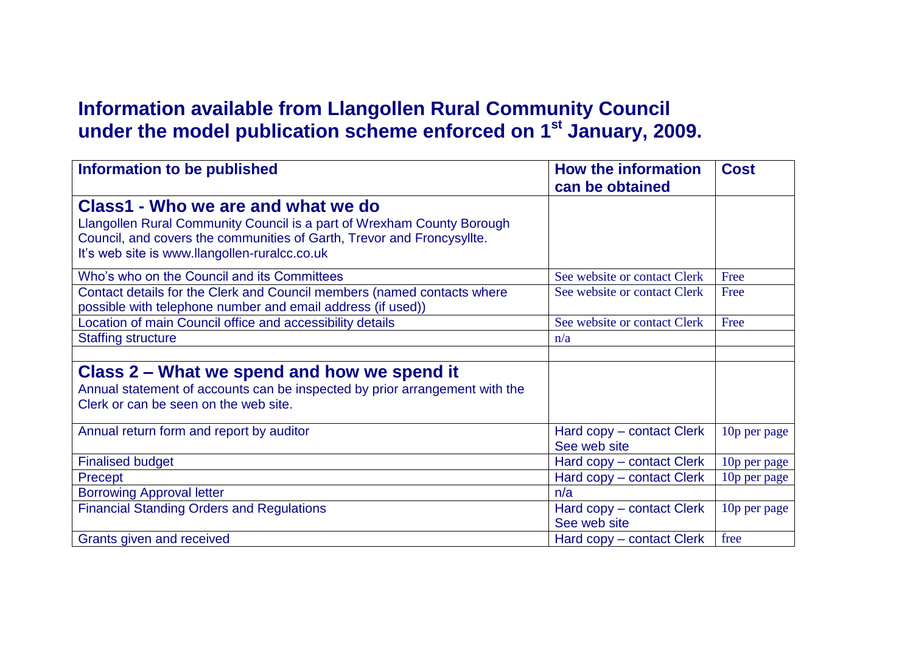# Information available from Llangollen Rural Community Council under the model publication scheme enforced on 1st January, 2009.

| Information to be published | How the information can be obtained | Cost |
|---|---|---|
| **Class1 - Who we are and what we do**<br>Llangollen Rural Community Council is a part of Wrexham County Borough Council, and covers the communities of Garth, Trevor and Froncysyllte.<br>It's web site is www.llangollen-ruralcc.co.uk | | |
| Who's who on the Council and its Committees | See website or contact Clerk | Free |
| Contact details for the Clerk and Council members (named contacts where possible with telephone number and email address (if used)) | See website or contact Clerk | Free |
| Location of main Council office and accessibility details | See website or contact Clerk | Free |
| Staffing structure | n/a | |
| | | |
| **Class 2 – What we spend and how we spend it**<br>Annual statement of accounts can be inspected by prior arrangement with the Clerk or can be seen on the web site. | | |
| Annual return form and report by auditor | Hard copy – contact Clerk<br>See web site | 10p per page |
| Finalised budget | Hard copy – contact Clerk | 10p per page |
| Precept | Hard copy – contact Clerk | 10p per page |
| Borrowing Approval letter | n/a | |
| Financial Standing Orders and Regulations | Hard copy – contact Clerk<br>See web site | 10p per page |
| Grants given and received | Hard copy – contact Clerk | free |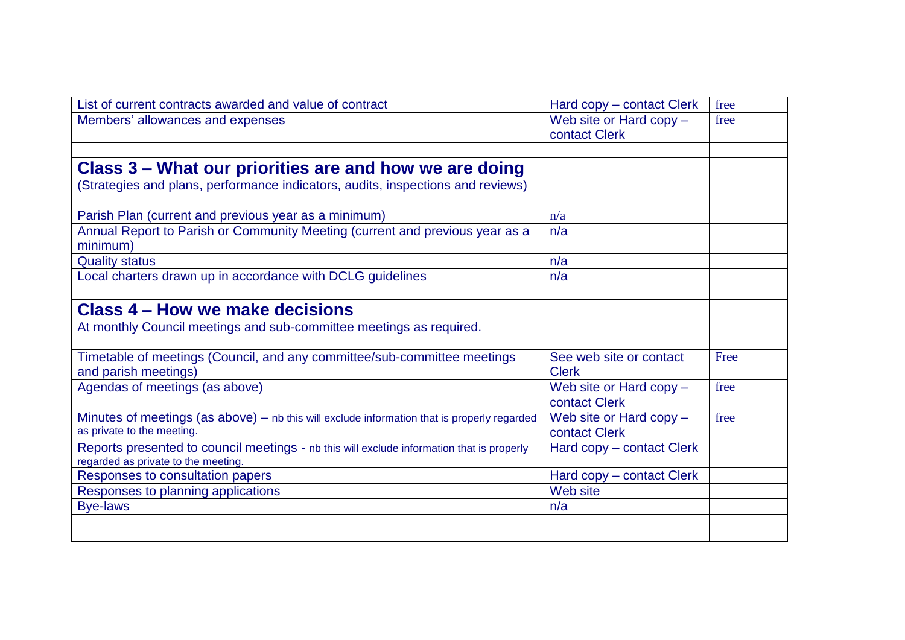| | | |
|---|---|---|
| List of current contracts awarded and value of contract | Hard copy – contact Clerk | free |
| Members' allowances and expenses | Web site or Hard copy – contact Clerk | free |
| | | |
| **Class 3 – What our priorities are and how we are doing**<br>(Strategies and plans, performance indicators, audits, inspections and reviews) | | |
| Parish Plan (current and previous year as a minimum) | n/a | |
| Annual Report to Parish or Community Meeting (current and previous year as a minimum) | n/a | |
| Quality status | n/a | |
| Local charters drawn up in accordance with DCLG guidelines | n/a | |
| | | |
| **Class 4 – How we make decisions**<br>At monthly Council meetings and sub-committee meetings as required. | | |
| Timetable of meetings (Council, and any committee/sub-committee meetings and parish meetings) | See web site or contact Clerk | Free |
| Agendas of meetings (as above) | Web site or Hard copy – contact Clerk | free |
| Minutes of meetings (as above) – nb this will exclude information that is properly regarded as private to the meeting. | Web site or Hard copy – contact Clerk | free |
| Reports presented to council meetings - nb this will exclude information that is properly regarded as private to the meeting. | Hard copy – contact Clerk | |
| Responses to consultation papers | Hard copy – contact Clerk | |
| Responses to planning applications | Web site | |
| Bye-laws | n/a | |
| | | |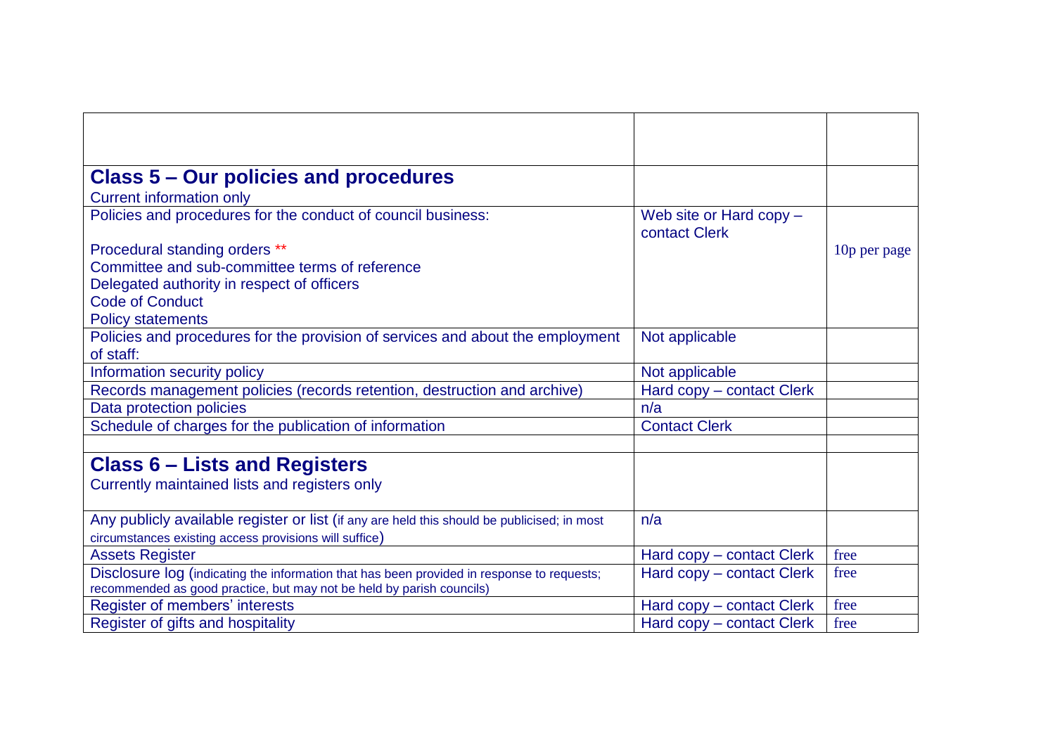| | | |
|---|---|---|
| | | |
| **Class 5 – Our policies and procedures**<br>Current information only | | |
| Policies and procedures for the conduct of council business:<br><br>Procedural standing orders **<br>Committee and sub-committee terms of reference<br>Delegated authority in respect of officers<br>Code of Conduct<br>Policy statements | Web site or Hard copy – contact Clerk | 10p per page |
| Policies and procedures for the provision of services and about the employment of staff: | Not applicable | |
| Information security policy | Not applicable | |
| Records management policies (records retention, destruction and archive) | Hard copy – contact Clerk | |
| Data protection policies | n/a | |
| Schedule of charges for the publication of information | Contact Clerk | |
| | | |
| **Class 6 – Lists and Registers**<br>Currently maintained lists and registers only | | |
| Any publicly available register or list (if any are held this should be publicised; in most circumstances existing access provisions will suffice) | n/a | |
| Assets Register | Hard copy – contact Clerk | free |
| Disclosure log (indicating the information that has been provided in response to requests; recommended as good practice, but may not be held by parish councils) | Hard copy – contact Clerk | free |
| Register of members' interests | Hard copy – contact Clerk | free |
| Register of gifts and hospitality | Hard copy – contact Clerk | free |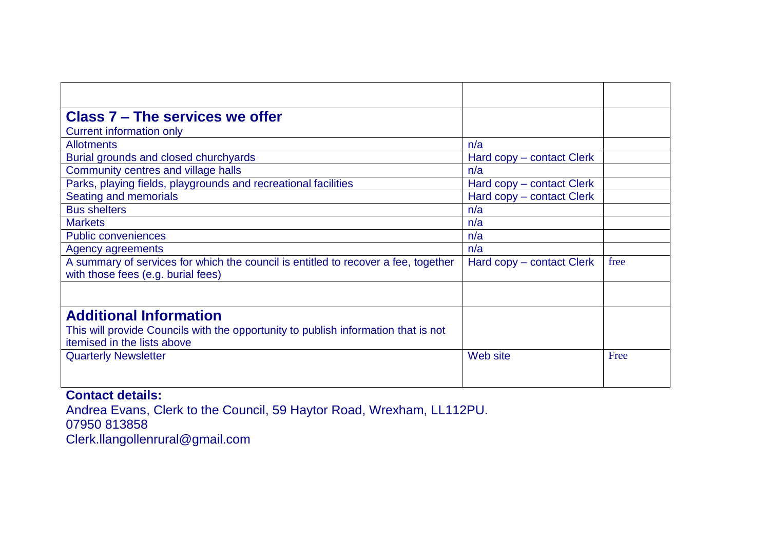| | | |
|---|---|---|
| **Class 7 – The services we offer**<br>Current information only | | |
| Allotments | n/a | |
| Burial grounds and closed churchyards | Hard copy – contact Clerk | |
| Community centres and village halls | n/a | |
| Parks, playing fields, playgrounds and recreational facilities | Hard copy – contact Clerk | |
| Seating and memorials | Hard copy – contact Clerk | |
| Bus shelters | n/a | |
| Markets | n/a | |
| Public conveniences | n/a | |
| Agency agreements | n/a | |
| A summary of services for which the council is entitled to recover a fee, together with those fees (e.g. burial fees) | Hard copy – contact Clerk | free |
| | | |
| **Additional Information**<br>This will provide Councils with the opportunity to publish information that is not itemised in the lists above | | |
| Quarterly Newsletter | Web site | Free |

**Contact details:**

Andrea Evans, Clerk to the Council, 59 Haytor Road, Wrexham, LL112PU.
07950 813858
Clerk.llangollenrural@gmail.com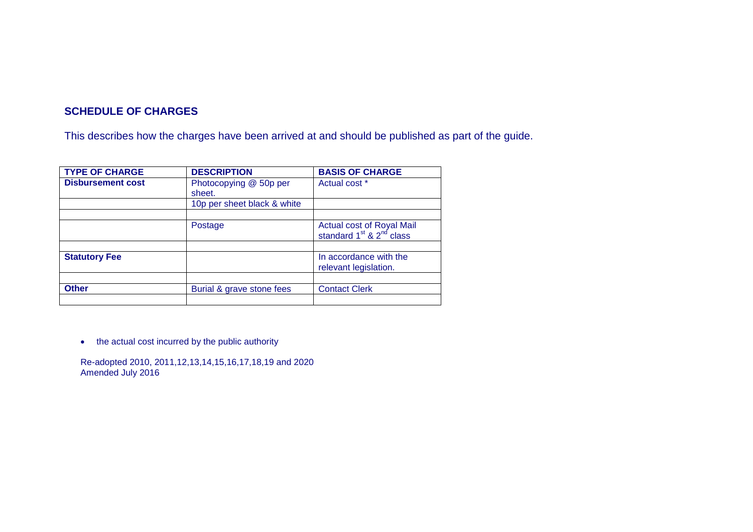## SCHEDULE OF CHARGES

This describes how the charges have been arrived at and should be published as part of the guide.

| TYPE OF CHARGE | DESCRIPTION | BASIS OF CHARGE |
|---|---|---|
| **Disbursement cost** | Photocopying @ 50p per sheet. | Actual cost * |
| | 10p per sheet black & white | |
| | | |
| | Postage | Actual cost of Royal Mail standard 1st & 2nd class |
| | | |
| **Statutory Fee** | | In accordance with the relevant legislation. |
| | | |
| **Other** | Burial & grave stone fees | Contact Clerk |
| | | |

- the actual cost incurred by the public authority

Re-adopted 2010, 2011,12,13,14,15,16,17,18,19 and 2020
Amended July 2016